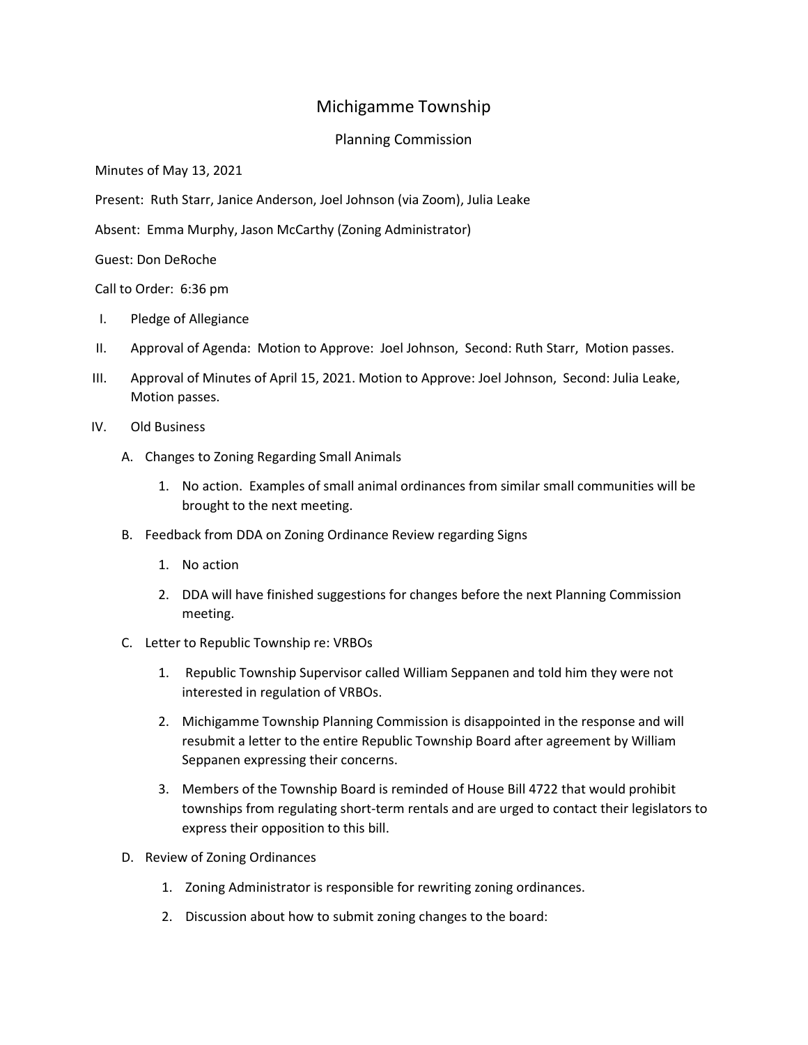# Michigamme Township

## Planning Commission

Minutes of May 13, 2021

Present: Ruth Starr, Janice Anderson, Joel Johnson (via Zoom), Julia Leake

Absent: Emma Murphy, Jason McCarthy (Zoning Administrator)

Guest: Don DeRoche

Call to Order: 6:36 pm

I. Pledge of Allegiance

II. Approval of Agenda: Motion to Approve: Joel Johnson, Second: Ruth Starr, Motion passes.

III. Approval of Minutes of April 15, 2021. Motion to Approve: Joel Johnson, Second: Julia Leake, Motion passes.

IV. Old Business

   A. Changes to Zoning Regarding Small Animals

      1. No action. Examples of small animal ordinances from similar small communities will be brought to the next meeting.

   B. Feedback from DDA on Zoning Ordinance Review regarding Signs

      1. No action

      2. DDA will have finished suggestions for changes before the next Planning Commission meeting.

   C. Letter to Republic Township re: VRBOs

      1. Republic Township Supervisor called William Seppanen and told him they were not interested in regulation of VRBOs.

      2. Michigamme Township Planning Commission is disappointed in the response and will resubmit a letter to the entire Republic Township Board after agreement by William Seppanen expressing their concerns.

      3. Members of the Township Board is reminded of House Bill 4722 that would prohibit townships from regulating short-term rentals and are urged to contact their legislators to express their opposition to this bill.

   D. Review of Zoning Ordinances

      1. Zoning Administrator is responsible for rewriting zoning ordinances.

      2. Discussion about how to submit zoning changes to the board: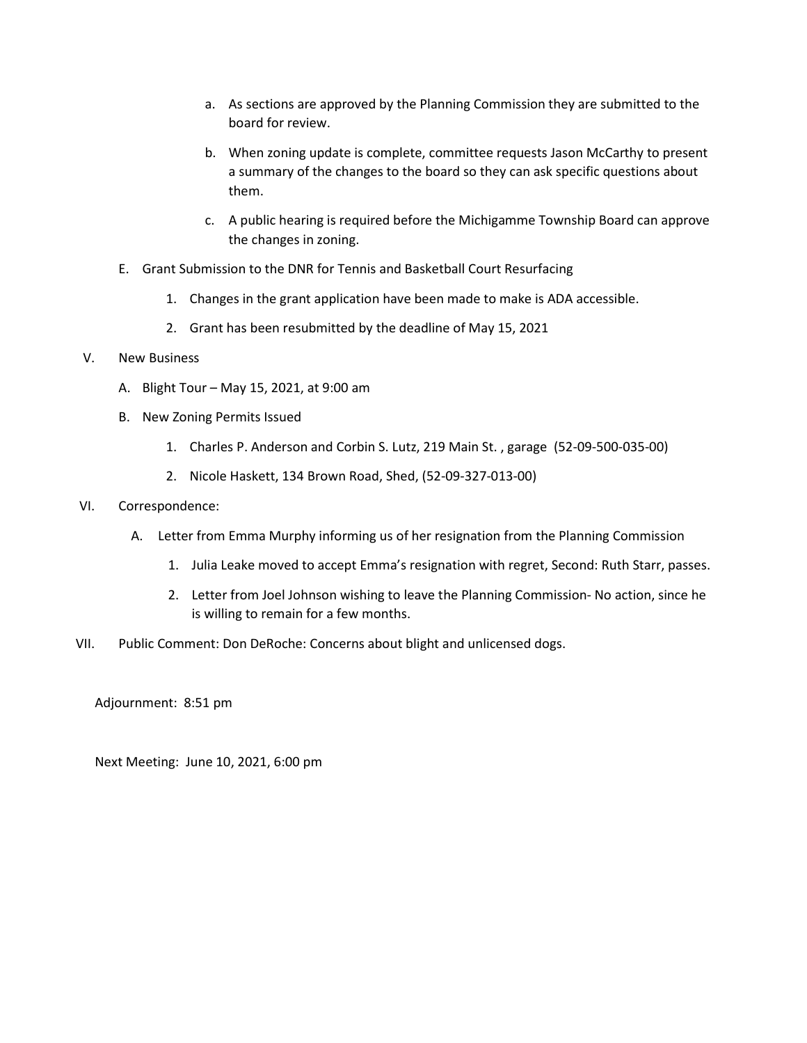a. As sections are approved by the Planning Commission they are submitted to the board for review.

b. When zoning update is complete, committee requests Jason McCarthy to present a summary of the changes to the board so they can ask specific questions about them.

c. A public hearing is required before the Michigamme Township Board can approve the changes in zoning.

E. Grant Submission to the DNR for Tennis and Basketball Court Resurfacing

1. Changes in the grant application have been made to make is ADA accessible.
2. Grant has been resubmitted by the deadline of May 15, 2021

V. New Business

A. Blight Tour – May 15, 2021, at 9:00 am

B. New Zoning Permits Issued

1. Charles P. Anderson and Corbin S. Lutz, 219 Main St. , garage (52-09-500-035-00)
2. Nicole Haskett, 134 Brown Road, Shed, (52-09-327-013-00)

VI. Correspondence:

A. Letter from Emma Murphy informing us of her resignation from the Planning Commission

1. Julia Leake moved to accept Emma's resignation with regret, Second: Ruth Starr, passes.
2. Letter from Joel Johnson wishing to leave the Planning Commission- No action, since he is willing to remain for a few months.

VII. Public Comment: Don DeRoche: Concerns about blight and unlicensed dogs.

Adjournment: 8:51 pm

Next Meeting: June 10, 2021, 6:00 pm